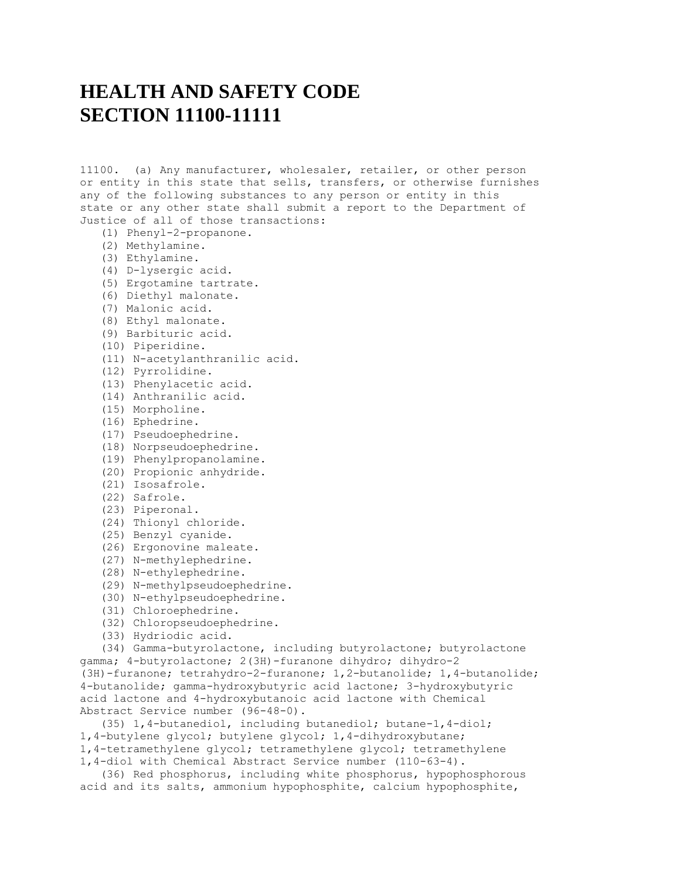# HEALTH AND SAFETY CODE SECTION 11100-11111

11100. (a) Any manufacturer, wholesaler, retailer, or other person or entity in this state that sells, transfers, or otherwise furnishes any of the following substances to any person or entity in this state or any other state shall submit a report to the Department of Justice of all of those transactions:

(1) Phenyl-2-propanone.
(2) Methylamine.
(3) Ethylamine.
(4) D-lysergic acid.
(5) Ergotamine tartrate.
(6) Diethyl malonate.
(7) Malonic acid.
(8) Ethyl malonate.
(9) Barbituric acid.
(10) Piperidine.
(11) N-acetylanthranilic acid.
(12) Pyrrolidine.
(13) Phenylacetic acid.
(14) Anthranilic acid.
(15) Morpholine.
(16) Ephedrine.
(17) Pseudoephedrine.
(18) Norpseudoephedrine.
(19) Phenylpropanolamine.
(20) Propionic anhydride.
(21) Isosafrole.
(22) Safrole.
(23) Piperonal.
(24) Thionyl chloride.
(25) Benzyl cyanide.
(26) Ergonovine maleate.
(27) N-methylephedrine.
(28) N-ethylephedrine.
(29) N-methylpseudoephedrine.
(30) N-ethylpseudoephedrine.
(31) Chloroephedrine.
(32) Chloropseudoephedrine.
(33) Hydriodic acid.
(34) Gamma-butyrolactone, including butyrolactone; butyrolactone gamma; 4-butyrolactone; 2(3H)-furanone dihydro; dihydro-2 (3H)-furanone; tetrahydro-2-furanone; 1,2-butanolide; 1,4-butanolide; 4-butanolide; gamma-hydroxybutyric acid lactone; 3-hydroxybutyric acid lactone and 4-hydroxybutanoic acid lactone with Chemical Abstract Service number (96-48-0).
(35) 1,4-butanediol, including butanediol; butane-1,4-diol; 1,4-butylene glycol; butylene glycol; 1,4-dihydroxybutane; 1,4-tetramethylene glycol; tetramethylene glycol; tetramethylene 1,4-diol with Chemical Abstract Service number (110-63-4).
(36) Red phosphorus, including white phosphorus, hypophosphorous acid and its salts, ammonium hypophosphite, calcium hypophosphite,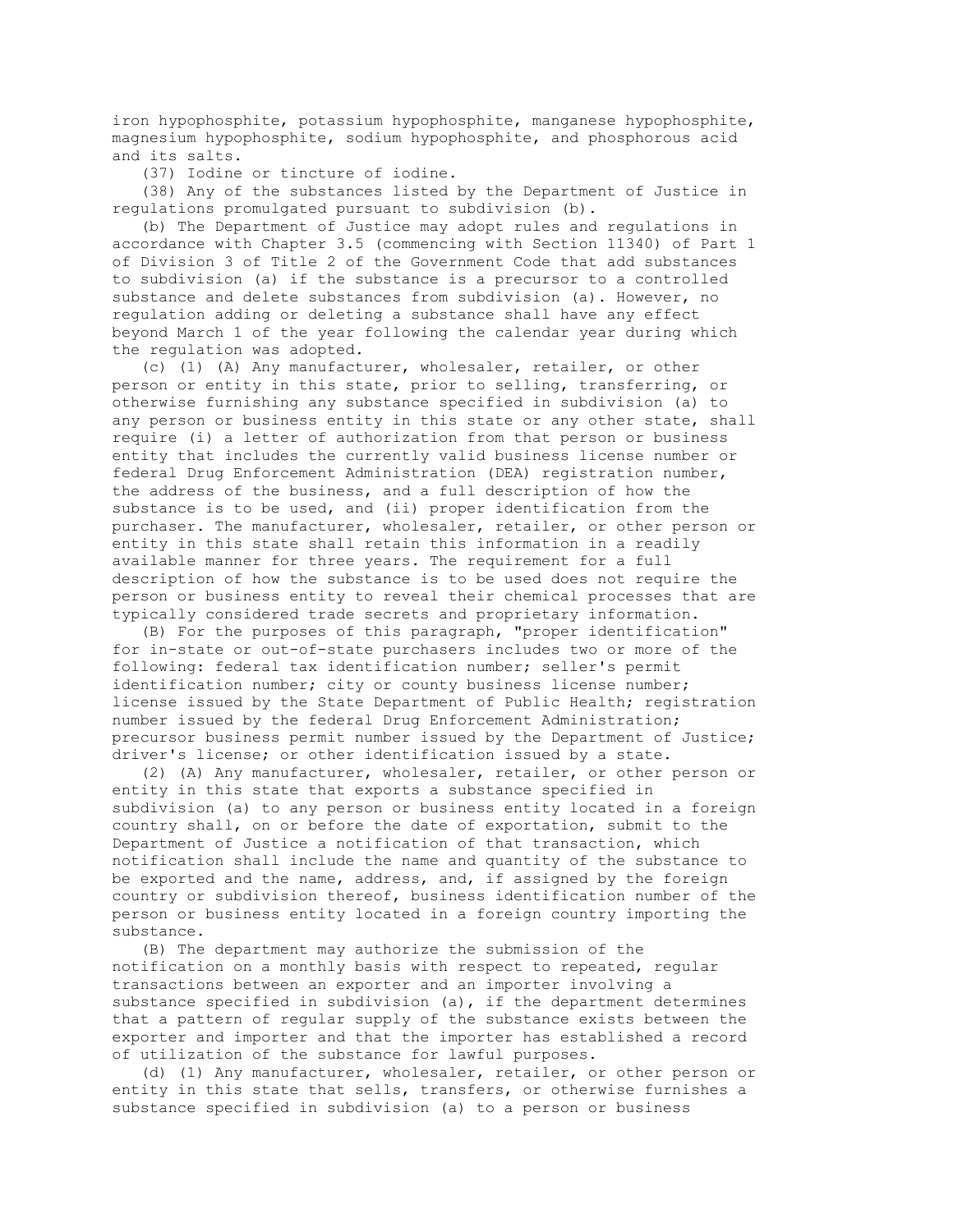iron hypophosphite, potassium hypophosphite, manganese hypophosphite, magnesium hypophosphite, sodium hypophosphite, and phosphorous acid and its salts.

(37) Iodine or tincture of iodine.

(38) Any of the substances listed by the Department of Justice in regulations promulgated pursuant to subdivision (b).

(b) The Department of Justice may adopt rules and regulations in accordance with Chapter 3.5 (commencing with Section 11340) of Part 1 of Division 3 of Title 2 of the Government Code that add substances to subdivision (a) if the substance is a precursor to a controlled substance and delete substances from subdivision (a). However, no regulation adding or deleting a substance shall have any effect beyond March 1 of the year following the calendar year during which the regulation was adopted.

(c) (1) (A) Any manufacturer, wholesaler, retailer, or other person or entity in this state, prior to selling, transferring, or otherwise furnishing any substance specified in subdivision (a) to any person or business entity in this state or any other state, shall require (i) a letter of authorization from that person or business entity that includes the currently valid business license number or federal Drug Enforcement Administration (DEA) registration number, the address of the business, and a full description of how the substance is to be used, and (ii) proper identification from the purchaser. The manufacturer, wholesaler, retailer, or other person or entity in this state shall retain this information in a readily available manner for three years. The requirement for a full description of how the substance is to be used does not require the person or business entity to reveal their chemical processes that are typically considered trade secrets and proprietary information.

(B) For the purposes of this paragraph, "proper identification" for in-state or out-of-state purchasers includes two or more of the following: federal tax identification number; seller's permit identification number; city or county business license number; license issued by the State Department of Public Health; registration number issued by the federal Drug Enforcement Administration; precursor business permit number issued by the Department of Justice; driver's license; or other identification issued by a state.

(2) (A) Any manufacturer, wholesaler, retailer, or other person or entity in this state that exports a substance specified in subdivision (a) to any person or business entity located in a foreign country shall, on or before the date of exportation, submit to the Department of Justice a notification of that transaction, which notification shall include the name and quantity of the substance to be exported and the name, address, and, if assigned by the foreign country or subdivision thereof, business identification number of the person or business entity located in a foreign country importing the substance.

(B) The department may authorize the submission of the notification on a monthly basis with respect to repeated, regular transactions between an exporter and an importer involving a substance specified in subdivision (a), if the department determines that a pattern of regular supply of the substance exists between the exporter and importer and that the importer has established a record of utilization of the substance for lawful purposes.

(d) (1) Any manufacturer, wholesaler, retailer, or other person or entity in this state that sells, transfers, or otherwise furnishes a substance specified in subdivision (a) to a person or business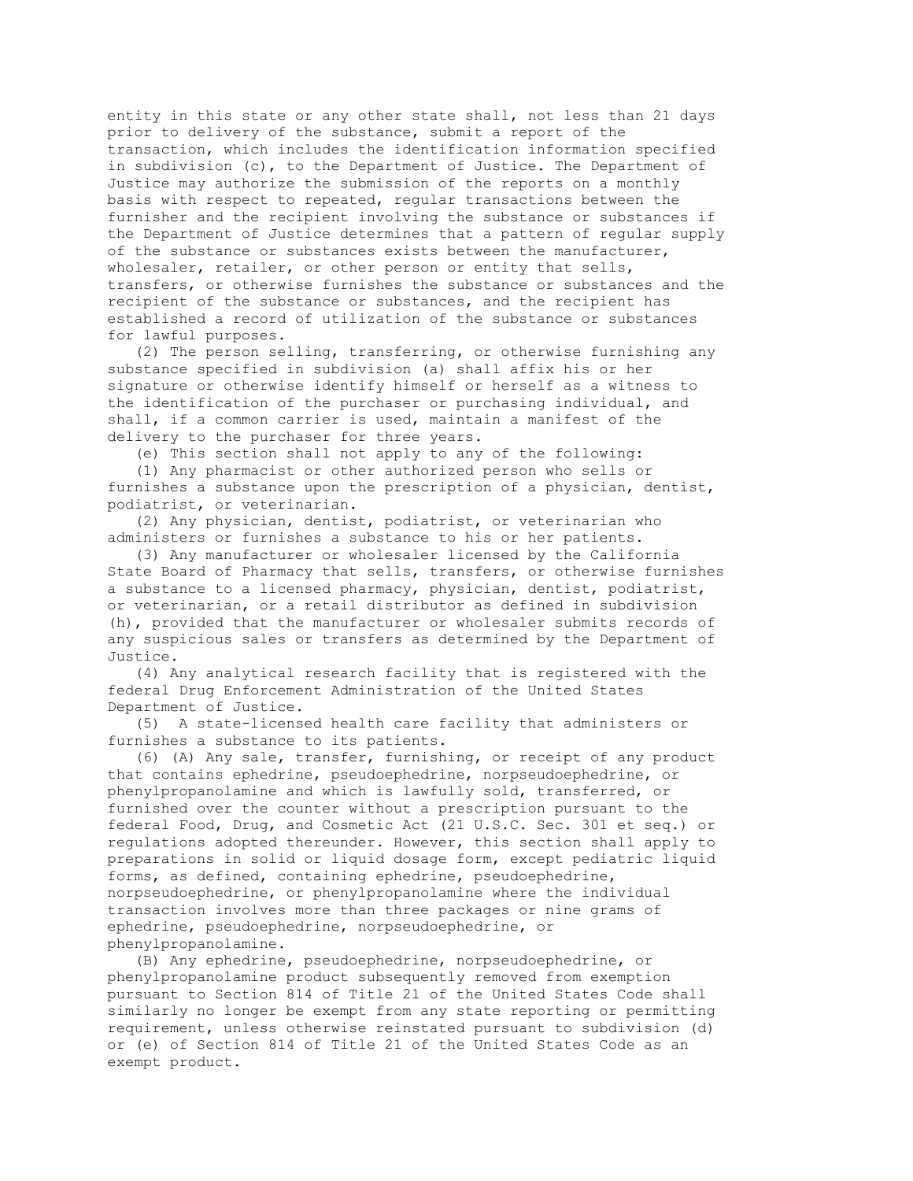entity in this state or any other state shall, not less than 21 days prior to delivery of the substance, submit a report of the transaction, which includes the identification information specified in subdivision (c), to the Department of Justice. The Department of Justice may authorize the submission of the reports on a monthly basis with respect to repeated, regular transactions between the furnisher and the recipient involving the substance or substances if the Department of Justice determines that a pattern of regular supply of the substance or substances exists between the manufacturer, wholesaler, retailer, or other person or entity that sells, transfers, or otherwise furnishes the substance or substances and the recipient of the substance or substances, and the recipient has established a record of utilization of the substance or substances for lawful purposes.

(2) The person selling, transferring, or otherwise furnishing any substance specified in subdivision (a) shall affix his or her signature or otherwise identify himself or herself as a witness to the identification of the purchaser or purchasing individual, and shall, if a common carrier is used, maintain a manifest of the delivery to the purchaser for three years.

(e) This section shall not apply to any of the following:

(1) Any pharmacist or other authorized person who sells or furnishes a substance upon the prescription of a physician, dentist, podiatrist, or veterinarian.

(2) Any physician, dentist, podiatrist, or veterinarian who administers or furnishes a substance to his or her patients.

(3) Any manufacturer or wholesaler licensed by the California State Board of Pharmacy that sells, transfers, or otherwise furnishes a substance to a licensed pharmacy, physician, dentist, podiatrist, or veterinarian, or a retail distributor as defined in subdivision (h), provided that the manufacturer or wholesaler submits records of any suspicious sales or transfers as determined by the Department of Justice.

(4) Any analytical research facility that is registered with the federal Drug Enforcement Administration of the United States Department of Justice.

(5) A state-licensed health care facility that administers or furnishes a substance to its patients.

(6) (A) Any sale, transfer, furnishing, or receipt of any product that contains ephedrine, pseudoephedrine, norpseudoephedrine, or phenylpropanolamine and which is lawfully sold, transferred, or furnished over the counter without a prescription pursuant to the federal Food, Drug, and Cosmetic Act (21 U.S.C. Sec. 301 et seq.) or regulations adopted thereunder. However, this section shall apply to preparations in solid or liquid dosage form, except pediatric liquid forms, as defined, containing ephedrine, pseudoephedrine, norpseudoephedrine, or phenylpropanolamine where the individual transaction involves more than three packages or nine grams of ephedrine, pseudoephedrine, norpseudoephedrine, or phenylpropanolamine.

(B) Any ephedrine, pseudoephedrine, norpseudoephedrine, or phenylpropanolamine product subsequently removed from exemption pursuant to Section 814 of Title 21 of the United States Code shall similarly no longer be exempt from any state reporting or permitting requirement, unless otherwise reinstated pursuant to subdivision (d) or (e) of Section 814 of Title 21 of the United States Code as an exempt product.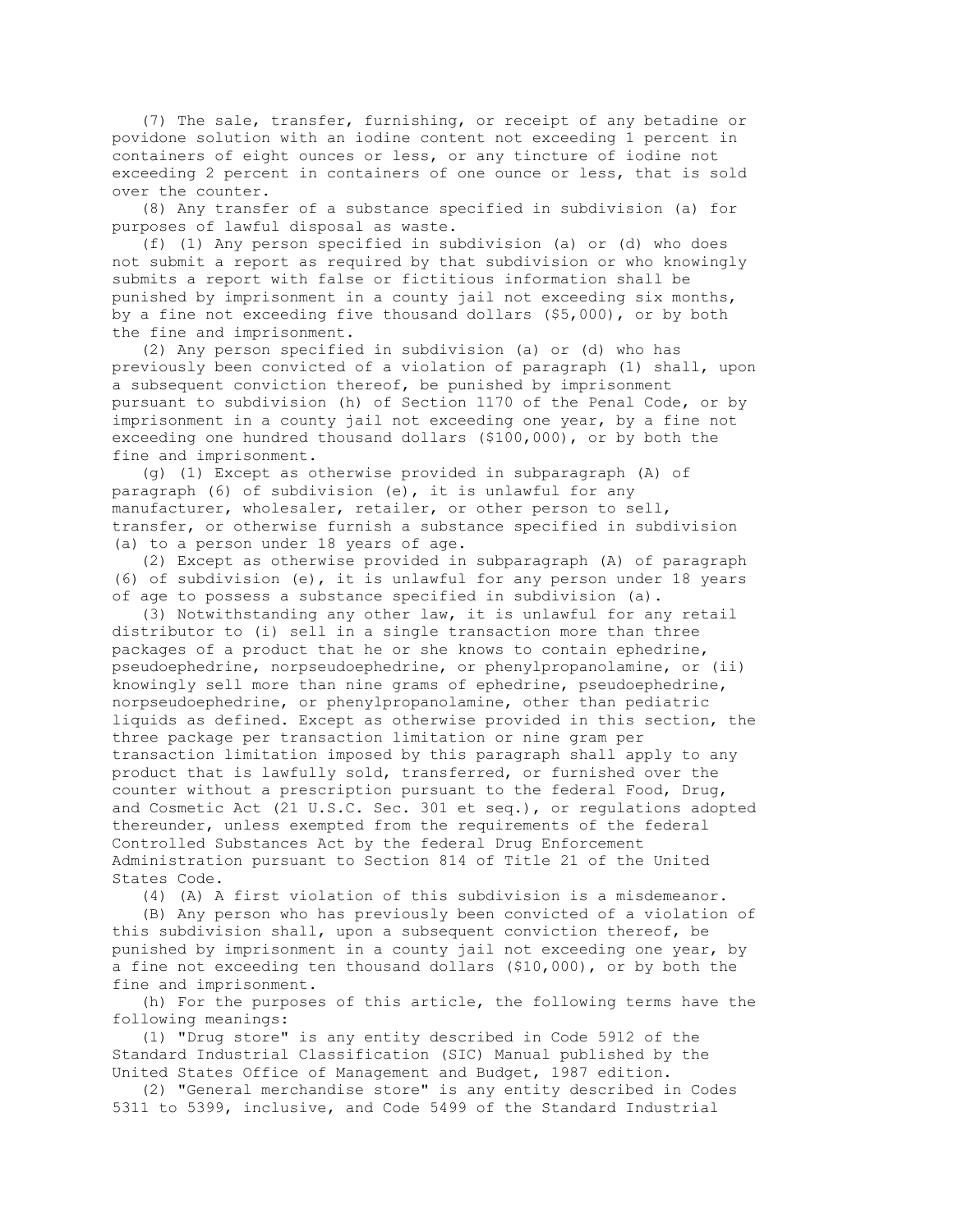(7) The sale, transfer, furnishing, or receipt of any betadine or povidone solution with an iodine content not exceeding 1 percent in containers of eight ounces or less, or any tincture of iodine not exceeding 2 percent in containers of one ounce or less, that is sold over the counter.

(8) Any transfer of a substance specified in subdivision (a) for purposes of lawful disposal as waste.

(f) (1) Any person specified in subdivision (a) or (d) who does not submit a report as required by that subdivision or who knowingly submits a report with false or fictitious information shall be punished by imprisonment in a county jail not exceeding six months, by a fine not exceeding five thousand dollars ($5,000), or by both the fine and imprisonment.

(2) Any person specified in subdivision (a) or (d) who has previously been convicted of a violation of paragraph (1) shall, upon a subsequent conviction thereof, be punished by imprisonment pursuant to subdivision (h) of Section 1170 of the Penal Code, or by imprisonment in a county jail not exceeding one year, by a fine not exceeding one hundred thousand dollars ($100,000), or by both the fine and imprisonment.

(g) (1) Except as otherwise provided in subparagraph (A) of paragraph (6) of subdivision (e), it is unlawful for any manufacturer, wholesaler, retailer, or other person to sell, transfer, or otherwise furnish a substance specified in subdivision (a) to a person under 18 years of age.

(2) Except as otherwise provided in subparagraph (A) of paragraph (6) of subdivision (e), it is unlawful for any person under 18 years of age to possess a substance specified in subdivision (a).

(3) Notwithstanding any other law, it is unlawful for any retail distributor to (i) sell in a single transaction more than three packages of a product that he or she knows to contain ephedrine, pseudoephedrine, norpseudoephedrine, or phenylpropanolamine, or (ii) knowingly sell more than nine grams of ephedrine, pseudoephedrine, norpseudoephedrine, or phenylpropanolamine, other than pediatric liquids as defined. Except as otherwise provided in this section, the three package per transaction limitation or nine gram per transaction limitation imposed by this paragraph shall apply to any product that is lawfully sold, transferred, or furnished over the counter without a prescription pursuant to the federal Food, Drug, and Cosmetic Act (21 U.S.C. Sec. 301 et seq.), or regulations adopted thereunder, unless exempted from the requirements of the federal Controlled Substances Act by the federal Drug Enforcement Administration pursuant to Section 814 of Title 21 of the United States Code.

(4) (A) A first violation of this subdivision is a misdemeanor.

(B) Any person who has previously been convicted of a violation of this subdivision shall, upon a subsequent conviction thereof, be punished by imprisonment in a county jail not exceeding one year, by a fine not exceeding ten thousand dollars ($10,000), or by both the fine and imprisonment.

(h) For the purposes of this article, the following terms have the following meanings:

(1) "Drug store" is any entity described in Code 5912 of the Standard Industrial Classification (SIC) Manual published by the United States Office of Management and Budget, 1987 edition.

(2) "General merchandise store" is any entity described in Codes 5311 to 5399, inclusive, and Code 5499 of the Standard Industrial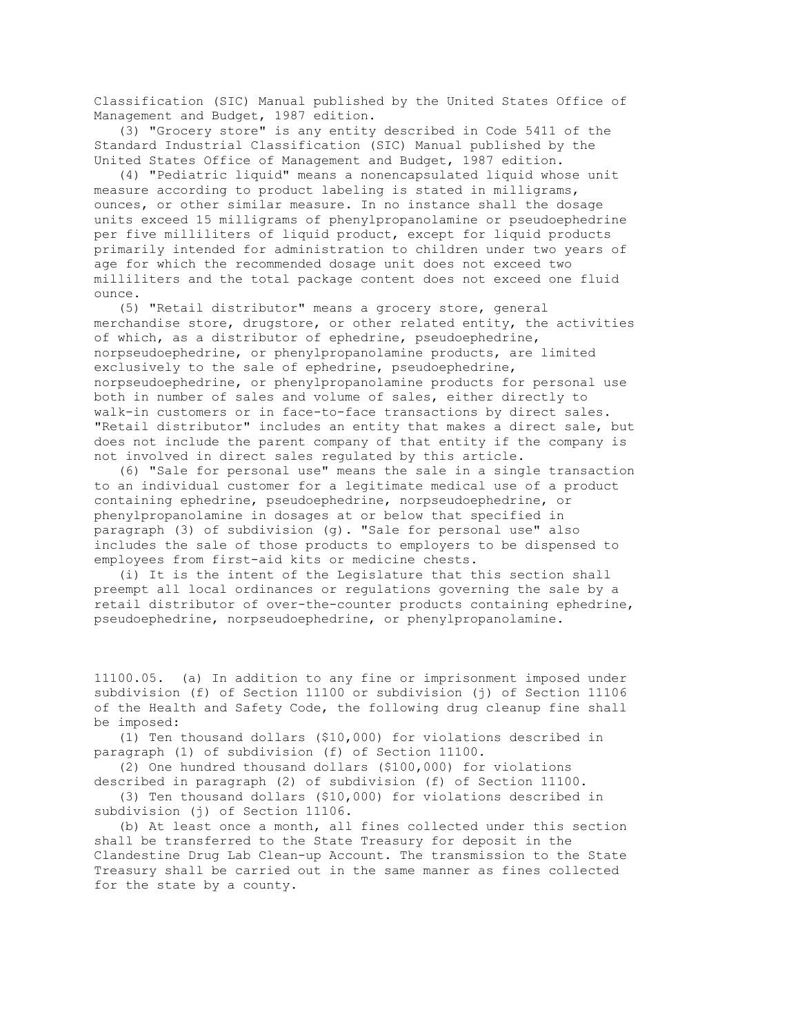Classification (SIC) Manual published by the United States Office of Management and Budget, 1987 edition.

(3) "Grocery store" is any entity described in Code 5411 of the Standard Industrial Classification (SIC) Manual published by the United States Office of Management and Budget, 1987 edition.

(4) "Pediatric liquid" means a nonencapsulated liquid whose unit measure according to product labeling is stated in milligrams, ounces, or other similar measure. In no instance shall the dosage units exceed 15 milligrams of phenylpropanolamine or pseudoephedrine per five milliliters of liquid product, except for liquid products primarily intended for administration to children under two years of age for which the recommended dosage unit does not exceed two milliliters and the total package content does not exceed one fluid ounce.

(5) "Retail distributor" means a grocery store, general merchandise store, drugstore, or other related entity, the activities of which, as a distributor of ephedrine, pseudoephedrine, norpseudoephedrine, or phenylpropanolamine products, are limited exclusively to the sale of ephedrine, pseudoephedrine, norpseudoephedrine, or phenylpropanolamine products for personal use both in number of sales and volume of sales, either directly to walk-in customers or in face-to-face transactions by direct sales. "Retail distributor" includes an entity that makes a direct sale, but does not include the parent company of that entity if the company is not involved in direct sales regulated by this article.

(6) "Sale for personal use" means the sale in a single transaction to an individual customer for a legitimate medical use of a product containing ephedrine, pseudoephedrine, norpseudoephedrine, or phenylpropanolamine in dosages at or below that specified in paragraph (3) of subdivision (g). "Sale for personal use" also includes the sale of those products to employers to be dispensed to employees from first-aid kits or medicine chests.

(i) It is the intent of the Legislature that this section shall preempt all local ordinances or regulations governing the sale by a retail distributor of over-the-counter products containing ephedrine, pseudoephedrine, norpseudoephedrine, or phenylpropanolamine.

11100.05. (a) In addition to any fine or imprisonment imposed under subdivision (f) of Section 11100 or subdivision (j) of Section 11106 of the Health and Safety Code, the following drug cleanup fine shall be imposed:

(1) Ten thousand dollars ($10,000) for violations described in paragraph (1) of subdivision (f) of Section 11100.

(2) One hundred thousand dollars ($100,000) for violations described in paragraph (2) of subdivision (f) of Section 11100.

(3) Ten thousand dollars ($10,000) for violations described in subdivision (j) of Section 11106.

(b) At least once a month, all fines collected under this section shall be transferred to the State Treasury for deposit in the Clandestine Drug Lab Clean-up Account. The transmission to the State Treasury shall be carried out in the same manner as fines collected for the state by a county.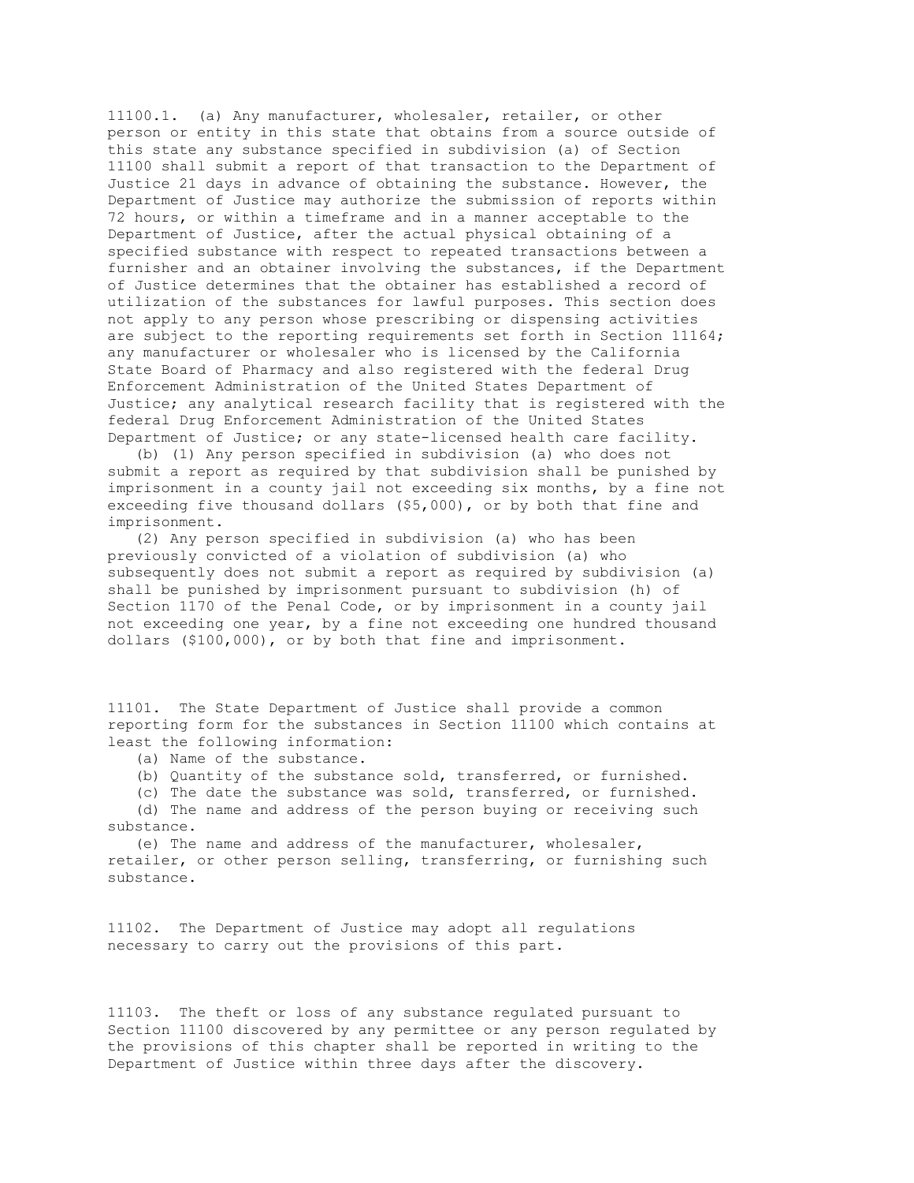11100.1. (a) Any manufacturer, wholesaler, retailer, or other person or entity in this state that obtains from a source outside of this state any substance specified in subdivision (a) of Section 11100 shall submit a report of that transaction to the Department of Justice 21 days in advance of obtaining the substance. However, the Department of Justice may authorize the submission of reports within 72 hours, or within a timeframe and in a manner acceptable to the Department of Justice, after the actual physical obtaining of a specified substance with respect to repeated transactions between a furnisher and an obtainer involving the substances, if the Department of Justice determines that the obtainer has established a record of utilization of the substances for lawful purposes. This section does not apply to any person whose prescribing or dispensing activities are subject to the reporting requirements set forth in Section 11164; any manufacturer or wholesaler who is licensed by the California State Board of Pharmacy and also registered with the federal Drug Enforcement Administration of the United States Department of Justice; any analytical research facility that is registered with the federal Drug Enforcement Administration of the United States Department of Justice; or any state-licensed health care facility.

(b) (1) Any person specified in subdivision (a) who does not submit a report as required by that subdivision shall be punished by imprisonment in a county jail not exceeding six months, by a fine not exceeding five thousand dollars ($5,000), or by both that fine and imprisonment.

(2) Any person specified in subdivision (a) who has been previously convicted of a violation of subdivision (a) who subsequently does not submit a report as required by subdivision (a) shall be punished by imprisonment pursuant to subdivision (h) of Section 1170 of the Penal Code, or by imprisonment in a county jail not exceeding one year, by a fine not exceeding one hundred thousand dollars ($100,000), or by both that fine and imprisonment.

11101. The State Department of Justice shall provide a common reporting form for the substances in Section 11100 which contains at least the following information:

(a) Name of the substance.

(b) Quantity of the substance sold, transferred, or furnished.

(c) The date the substance was sold, transferred, or furnished.

(d) The name and address of the person buying or receiving such substance.

(e) The name and address of the manufacturer, wholesaler, retailer, or other person selling, transferring, or furnishing such substance.

11102. The Department of Justice may adopt all regulations necessary to carry out the provisions of this part.

11103. The theft or loss of any substance regulated pursuant to Section 11100 discovered by any permittee or any person regulated by the provisions of this chapter shall be reported in writing to the Department of Justice within three days after the discovery.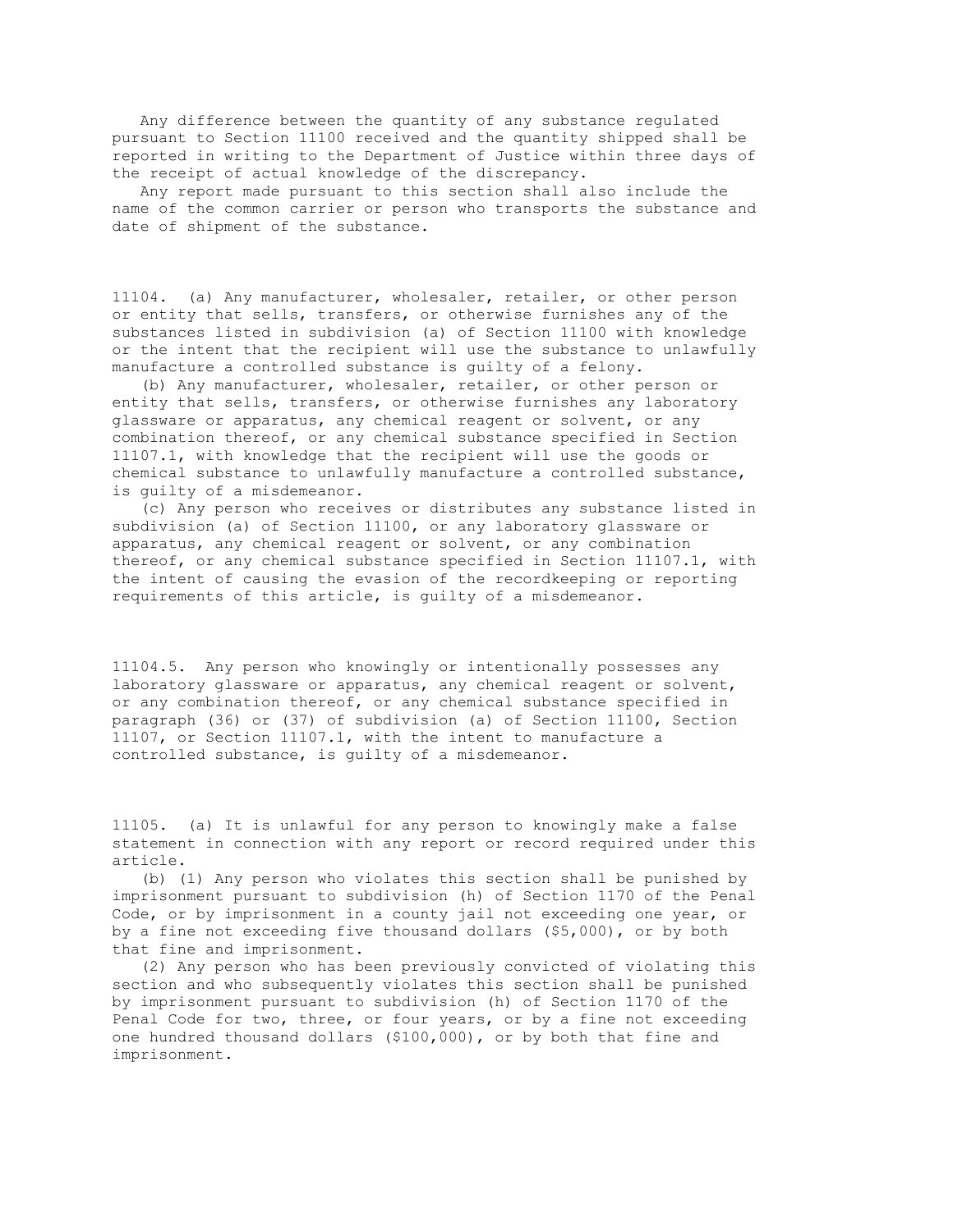Any difference between the quantity of any substance regulated pursuant to Section 11100 received and the quantity shipped shall be reported in writing to the Department of Justice within three days of the receipt of actual knowledge of the discrepancy.

Any report made pursuant to this section shall also include the name of the common carrier or person who transports the substance and date of shipment of the substance.

11104. (a) Any manufacturer, wholesaler, retailer, or other person or entity that sells, transfers, or otherwise furnishes any of the substances listed in subdivision (a) of Section 11100 with knowledge or the intent that the recipient will use the substance to unlawfully manufacture a controlled substance is guilty of a felony.

(b) Any manufacturer, wholesaler, retailer, or other person or entity that sells, transfers, or otherwise furnishes any laboratory glassware or apparatus, any chemical reagent or solvent, or any combination thereof, or any chemical substance specified in Section 11107.1, with knowledge that the recipient will use the goods or chemical substance to unlawfully manufacture a controlled substance, is guilty of a misdemeanor.

(c) Any person who receives or distributes any substance listed in subdivision (a) of Section 11100, or any laboratory glassware or apparatus, any chemical reagent or solvent, or any combination thereof, or any chemical substance specified in Section 11107.1, with the intent of causing the evasion of the recordkeeping or reporting requirements of this article, is guilty of a misdemeanor.

11104.5. Any person who knowingly or intentionally possesses any laboratory glassware or apparatus, any chemical reagent or solvent, or any combination thereof, or any chemical substance specified in paragraph (36) or (37) of subdivision (a) of Section 11100, Section 11107, or Section 11107.1, with the intent to manufacture a controlled substance, is guilty of a misdemeanor.

11105. (a) It is unlawful for any person to knowingly make a false statement in connection with any report or record required under this article.

(b) (1) Any person who violates this section shall be punished by imprisonment pursuant to subdivision (h) of Section 1170 of the Penal Code, or by imprisonment in a county jail not exceeding one year, or by a fine not exceeding five thousand dollars ($5,000), or by both that fine and imprisonment.

(2) Any person who has been previously convicted of violating this section and who subsequently violates this section shall be punished by imprisonment pursuant to subdivision (h) of Section 1170 of the Penal Code for two, three, or four years, or by a fine not exceeding one hundred thousand dollars ($100,000), or by both that fine and imprisonment.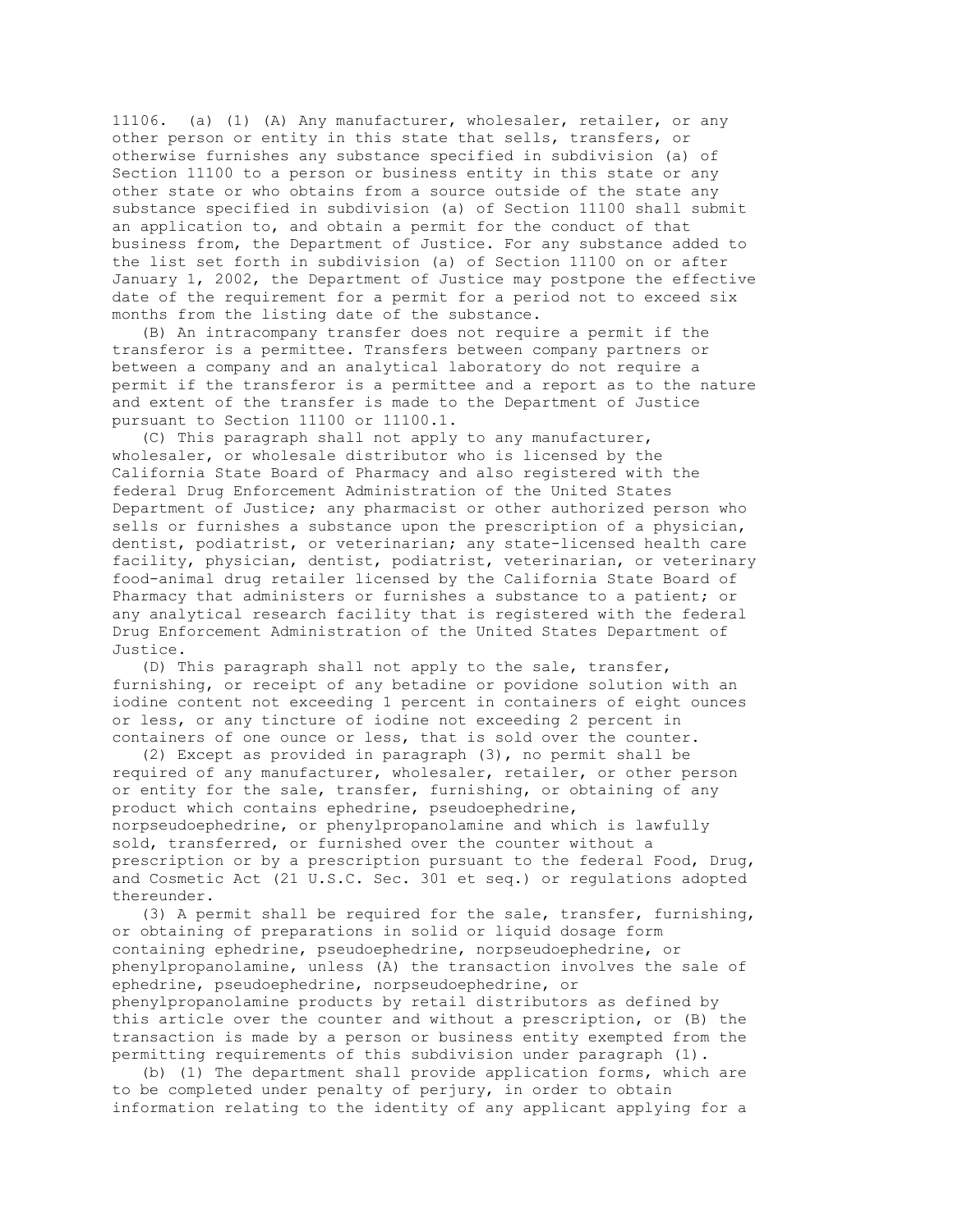11106. (a) (1) (A) Any manufacturer, wholesaler, retailer, or any other person or entity in this state that sells, transfers, or otherwise furnishes any substance specified in subdivision (a) of Section 11100 to a person or business entity in this state or any other state or who obtains from a source outside of the state any substance specified in subdivision (a) of Section 11100 shall submit an application to, and obtain a permit for the conduct of that business from, the Department of Justice. For any substance added to the list set forth in subdivision (a) of Section 11100 on or after January 1, 2002, the Department of Justice may postpone the effective date of the requirement for a permit for a period not to exceed six months from the listing date of the substance.

(B) An intracompany transfer does not require a permit if the transferor is a permittee. Transfers between company partners or between a company and an analytical laboratory do not require a permit if the transferor is a permittee and a report as to the nature and extent of the transfer is made to the Department of Justice pursuant to Section 11100 or 11100.1.

(C) This paragraph shall not apply to any manufacturer, wholesaler, or wholesale distributor who is licensed by the California State Board of Pharmacy and also registered with the federal Drug Enforcement Administration of the United States Department of Justice; any pharmacist or other authorized person who sells or furnishes a substance upon the prescription of a physician, dentist, podiatrist, or veterinarian; any state-licensed health care facility, physician, dentist, podiatrist, veterinarian, or veterinary food-animal drug retailer licensed by the California State Board of Pharmacy that administers or furnishes a substance to a patient; or any analytical research facility that is registered with the federal Drug Enforcement Administration of the United States Department of Justice.

(D) This paragraph shall not apply to the sale, transfer, furnishing, or receipt of any betadine or povidone solution with an iodine content not exceeding 1 percent in containers of eight ounces or less, or any tincture of iodine not exceeding 2 percent in containers of one ounce or less, that is sold over the counter.

(2) Except as provided in paragraph (3), no permit shall be required of any manufacturer, wholesaler, retailer, or other person or entity for the sale, transfer, furnishing, or obtaining of any product which contains ephedrine, pseudoephedrine, norpseudoephedrine, or phenylpropanolamine and which is lawfully sold, transferred, or furnished over the counter without a prescription or by a prescription pursuant to the federal Food, Drug, and Cosmetic Act (21 U.S.C. Sec. 301 et seq.) or regulations adopted thereunder.

(3) A permit shall be required for the sale, transfer, furnishing, or obtaining of preparations in solid or liquid dosage form containing ephedrine, pseudoephedrine, norpseudoephedrine, or phenylpropanolamine, unless (A) the transaction involves the sale of ephedrine, pseudoephedrine, norpseudoephedrine, or phenylpropanolamine products by retail distributors as defined by this article over the counter and without a prescription, or (B) the transaction is made by a person or business entity exempted from the permitting requirements of this subdivision under paragraph (1).

(b) (1) The department shall provide application forms, which are to be completed under penalty of perjury, in order to obtain information relating to the identity of any applicant applying for a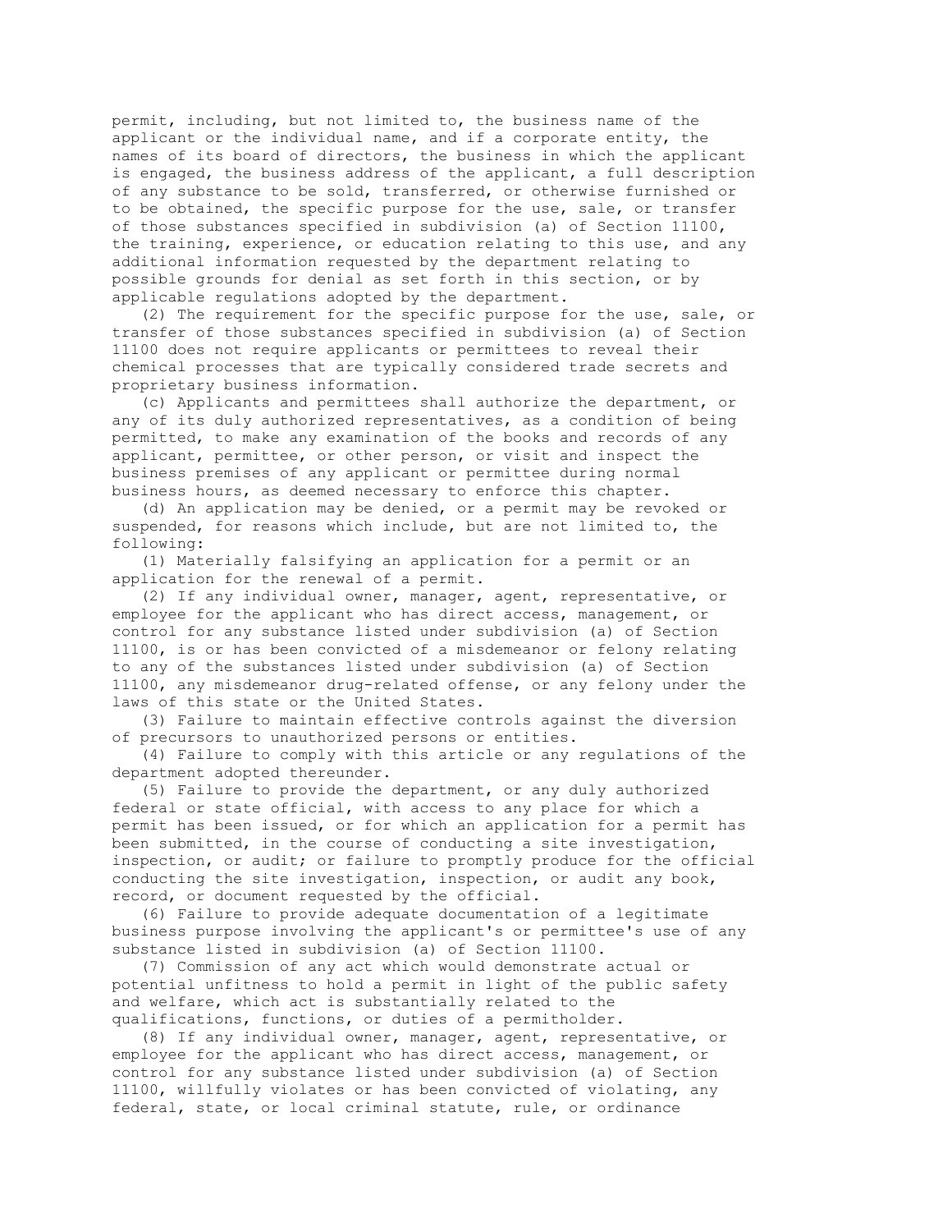permit, including, but not limited to, the business name of the applicant or the individual name, and if a corporate entity, the names of its board of directors, the business in which the applicant is engaged, the business address of the applicant, a full description of any substance to be sold, transferred, or otherwise furnished or to be obtained, the specific purpose for the use, sale, or transfer of those substances specified in subdivision (a) of Section 11100, the training, experience, or education relating to this use, and any additional information requested by the department relating to possible grounds for denial as set forth in this section, or by applicable regulations adopted by the department.

(2) The requirement for the specific purpose for the use, sale, or transfer of those substances specified in subdivision (a) of Section 11100 does not require applicants or permittees to reveal their chemical processes that are typically considered trade secrets and proprietary business information.

(c) Applicants and permittees shall authorize the department, or any of its duly authorized representatives, as a condition of being permitted, to make any examination of the books and records of any applicant, permittee, or other person, or visit and inspect the business premises of any applicant or permittee during normal business hours, as deemed necessary to enforce this chapter.

(d) An application may be denied, or a permit may be revoked or suspended, for reasons which include, but are not limited to, the following:

(1) Materially falsifying an application for a permit or an application for the renewal of a permit.

(2) If any individual owner, manager, agent, representative, or employee for the applicant who has direct access, management, or control for any substance listed under subdivision (a) of Section 11100, is or has been convicted of a misdemeanor or felony relating to any of the substances listed under subdivision (a) of Section 11100, any misdemeanor drug-related offense, or any felony under the laws of this state or the United States.

(3) Failure to maintain effective controls against the diversion of precursors to unauthorized persons or entities.

(4) Failure to comply with this article or any regulations of the department adopted thereunder.

(5) Failure to provide the department, or any duly authorized federal or state official, with access to any place for which a permit has been issued, or for which an application for a permit has been submitted, in the course of conducting a site investigation, inspection, or audit; or failure to promptly produce for the official conducting the site investigation, inspection, or audit any book, record, or document requested by the official.

(6) Failure to provide adequate documentation of a legitimate business purpose involving the applicant's or permittee's use of any substance listed in subdivision (a) of Section 11100.

(7) Commission of any act which would demonstrate actual or potential unfitness to hold a permit in light of the public safety and welfare, which act is substantially related to the qualifications, functions, or duties of a permitholder.

(8) If any individual owner, manager, agent, representative, or employee for the applicant who has direct access, management, or control for any substance listed under subdivision (a) of Section 11100, willfully violates or has been convicted of violating, any federal, state, or local criminal statute, rule, or ordinance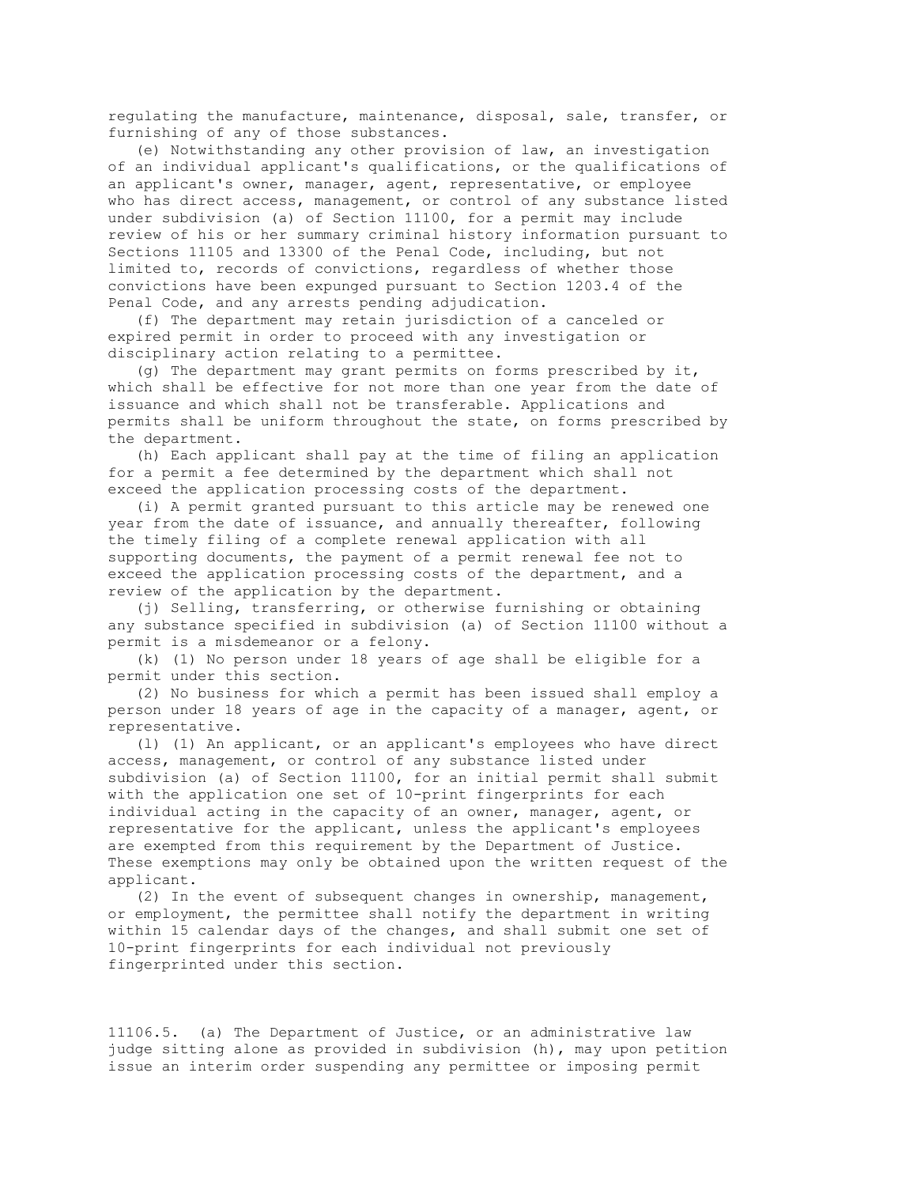regulating the manufacture, maintenance, disposal, sale, transfer, or furnishing of any of those substances.

(e) Notwithstanding any other provision of law, an investigation of an individual applicant's qualifications, or the qualifications of an applicant's owner, manager, agent, representative, or employee who has direct access, management, or control of any substance listed under subdivision (a) of Section 11100, for a permit may include review of his or her summary criminal history information pursuant to Sections 11105 and 13300 of the Penal Code, including, but not limited to, records of convictions, regardless of whether those convictions have been expunged pursuant to Section 1203.4 of the Penal Code, and any arrests pending adjudication.

(f) The department may retain jurisdiction of a canceled or expired permit in order to proceed with any investigation or disciplinary action relating to a permittee.

(g) The department may grant permits on forms prescribed by it, which shall be effective for not more than one year from the date of issuance and which shall not be transferable. Applications and permits shall be uniform throughout the state, on forms prescribed by the department.

(h) Each applicant shall pay at the time of filing an application for a permit a fee determined by the department which shall not exceed the application processing costs of the department.

(i) A permit granted pursuant to this article may be renewed one year from the date of issuance, and annually thereafter, following the timely filing of a complete renewal application with all supporting documents, the payment of a permit renewal fee not to exceed the application processing costs of the department, and a review of the application by the department.

(j) Selling, transferring, or otherwise furnishing or obtaining any substance specified in subdivision (a) of Section 11100 without a permit is a misdemeanor or a felony.

(k) (1) No person under 18 years of age shall be eligible for a permit under this section.

(2) No business for which a permit has been issued shall employ a person under 18 years of age in the capacity of a manager, agent, or representative.

(l) (1) An applicant, or an applicant's employees who have direct access, management, or control of any substance listed under subdivision (a) of Section 11100, for an initial permit shall submit with the application one set of 10-print fingerprints for each individual acting in the capacity of an owner, manager, agent, or representative for the applicant, unless the applicant's employees are exempted from this requirement by the Department of Justice. These exemptions may only be obtained upon the written request of the applicant.

(2) In the event of subsequent changes in ownership, management, or employment, the permittee shall notify the department in writing within 15 calendar days of the changes, and shall submit one set of 10-print fingerprints for each individual not previously fingerprinted under this section.

11106.5. (a) The Department of Justice, or an administrative law judge sitting alone as provided in subdivision (h), may upon petition issue an interim order suspending any permittee or imposing permit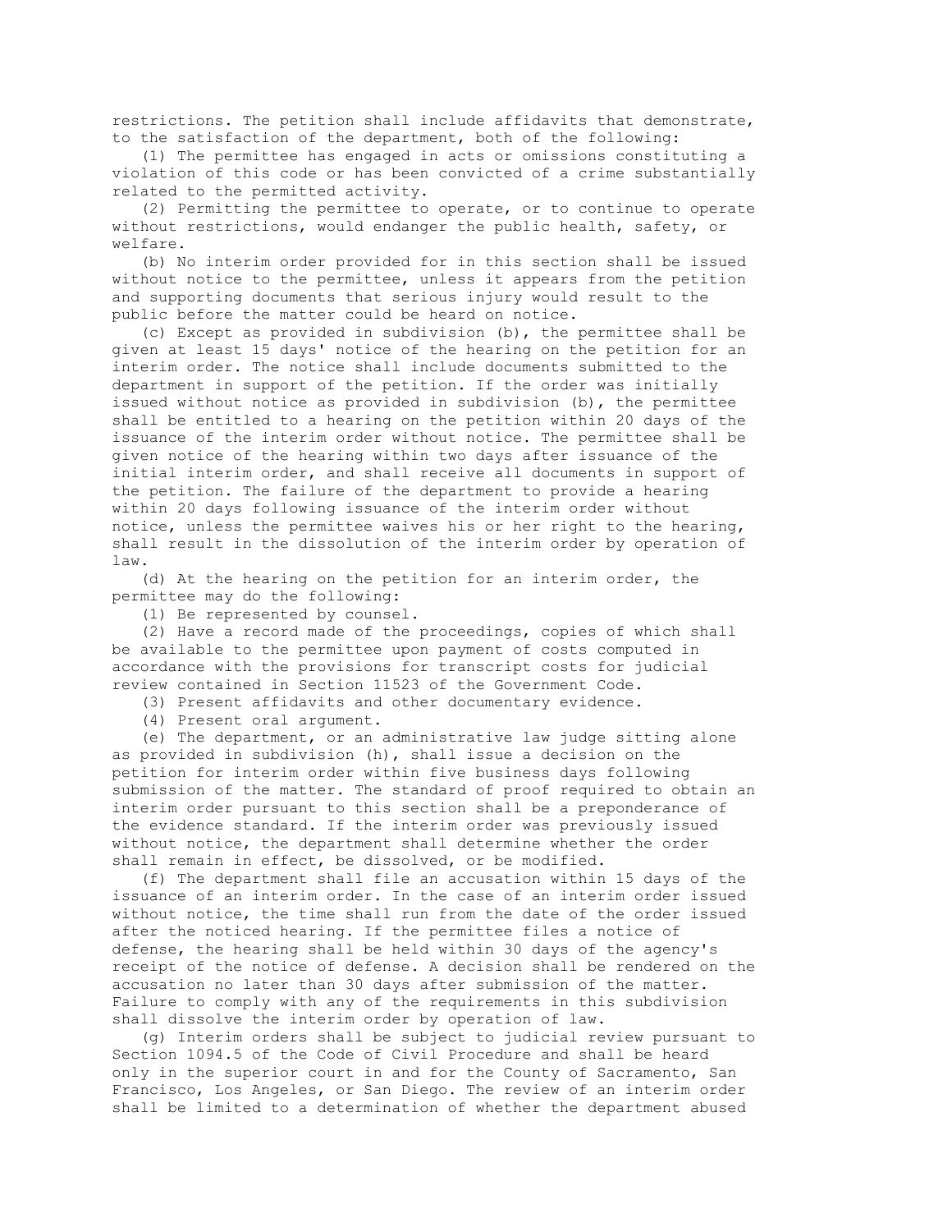restrictions. The petition shall include affidavits that demonstrate, to the satisfaction of the department, both of the following:

(1) The permittee has engaged in acts or omissions constituting a violation of this code or has been convicted of a crime substantially related to the permitted activity.

(2) Permitting the permittee to operate, or to continue to operate without restrictions, would endanger the public health, safety, or welfare.

(b) No interim order provided for in this section shall be issued without notice to the permittee, unless it appears from the petition and supporting documents that serious injury would result to the public before the matter could be heard on notice.

(c) Except as provided in subdivision (b), the permittee shall be given at least 15 days' notice of the hearing on the petition for an interim order. The notice shall include documents submitted to the department in support of the petition. If the order was initially issued without notice as provided in subdivision (b), the permittee shall be entitled to a hearing on the petition within 20 days of the issuance of the interim order without notice. The permittee shall be given notice of the hearing within two days after issuance of the initial interim order, and shall receive all documents in support of the petition. The failure of the department to provide a hearing within 20 days following issuance of the interim order without notice, unless the permittee waives his or her right to the hearing, shall result in the dissolution of the interim order by operation of law.

(d) At the hearing on the petition for an interim order, the permittee may do the following:

(1) Be represented by counsel.

(2) Have a record made of the proceedings, copies of which shall be available to the permittee upon payment of costs computed in accordance with the provisions for transcript costs for judicial review contained in Section 11523 of the Government Code.

(3) Present affidavits and other documentary evidence.

(4) Present oral argument.

(e) The department, or an administrative law judge sitting alone as provided in subdivision (h), shall issue a decision on the petition for interim order within five business days following submission of the matter. The standard of proof required to obtain an interim order pursuant to this section shall be a preponderance of the evidence standard. If the interim order was previously issued without notice, the department shall determine whether the order shall remain in effect, be dissolved, or be modified.

(f) The department shall file an accusation within 15 days of the issuance of an interim order. In the case of an interim order issued without notice, the time shall run from the date of the order issued after the noticed hearing. If the permittee files a notice of defense, the hearing shall be held within 30 days of the agency's receipt of the notice of defense. A decision shall be rendered on the accusation no later than 30 days after submission of the matter. Failure to comply with any of the requirements in this subdivision shall dissolve the interim order by operation of law.

(g) Interim orders shall be subject to judicial review pursuant to Section 1094.5 of the Code of Civil Procedure and shall be heard only in the superior court in and for the County of Sacramento, San Francisco, Los Angeles, or San Diego. The review of an interim order shall be limited to a determination of whether the department abused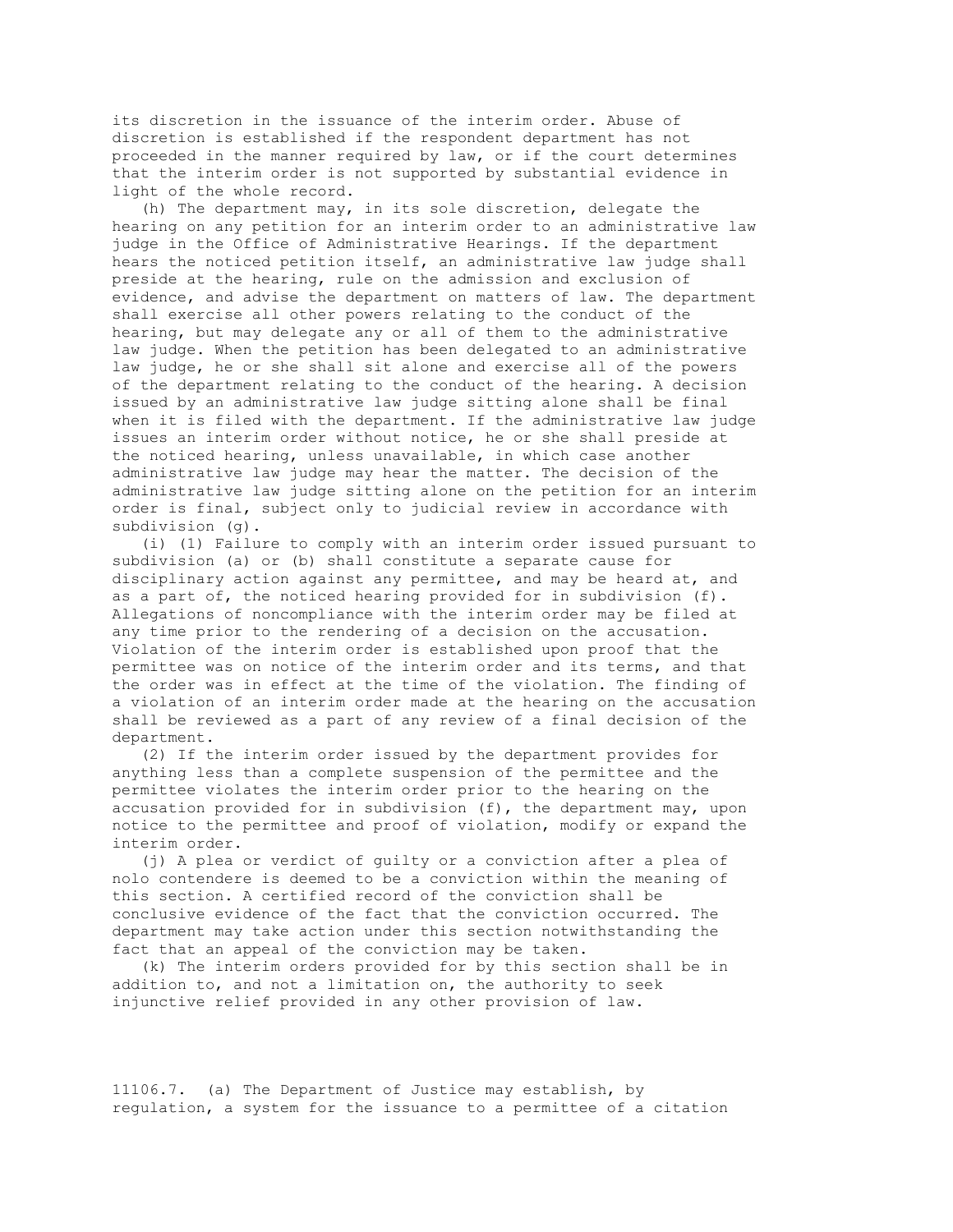its discretion in the issuance of the interim order. Abuse of discretion is established if the respondent department has not proceeded in the manner required by law, or if the court determines that the interim order is not supported by substantial evidence in light of the whole record.

(h) The department may, in its sole discretion, delegate the hearing on any petition for an interim order to an administrative law judge in the Office of Administrative Hearings. If the department hears the noticed petition itself, an administrative law judge shall preside at the hearing, rule on the admission and exclusion of evidence, and advise the department on matters of law. The department shall exercise all other powers relating to the conduct of the hearing, but may delegate any or all of them to the administrative law judge. When the petition has been delegated to an administrative law judge, he or she shall sit alone and exercise all of the powers of the department relating to the conduct of the hearing. A decision issued by an administrative law judge sitting alone shall be final when it is filed with the department. If the administrative law judge issues an interim order without notice, he or she shall preside at the noticed hearing, unless unavailable, in which case another administrative law judge may hear the matter. The decision of the administrative law judge sitting alone on the petition for an interim order is final, subject only to judicial review in accordance with subdivision (g).

(i) (1) Failure to comply with an interim order issued pursuant to subdivision (a) or (b) shall constitute a separate cause for disciplinary action against any permittee, and may be heard at, and as a part of, the noticed hearing provided for in subdivision (f). Allegations of noncompliance with the interim order may be filed at any time prior to the rendering of a decision on the accusation. Violation of the interim order is established upon proof that the permittee was on notice of the interim order and its terms, and that the order was in effect at the time of the violation. The finding of a violation of an interim order made at the hearing on the accusation shall be reviewed as a part of any review of a final decision of the department.

(2) If the interim order issued by the department provides for anything less than a complete suspension of the permittee and the permittee violates the interim order prior to the hearing on the accusation provided for in subdivision (f), the department may, upon notice to the permittee and proof of violation, modify or expand the interim order.

(j) A plea or verdict of guilty or a conviction after a plea of nolo contendere is deemed to be a conviction within the meaning of this section. A certified record of the conviction shall be conclusive evidence of the fact that the conviction occurred. The department may take action under this section notwithstanding the fact that an appeal of the conviction may be taken.

(k) The interim orders provided for by this section shall be in addition to, and not a limitation on, the authority to seek injunctive relief provided in any other provision of law.

11106.7. (a) The Department of Justice may establish, by regulation, a system for the issuance to a permittee of a citation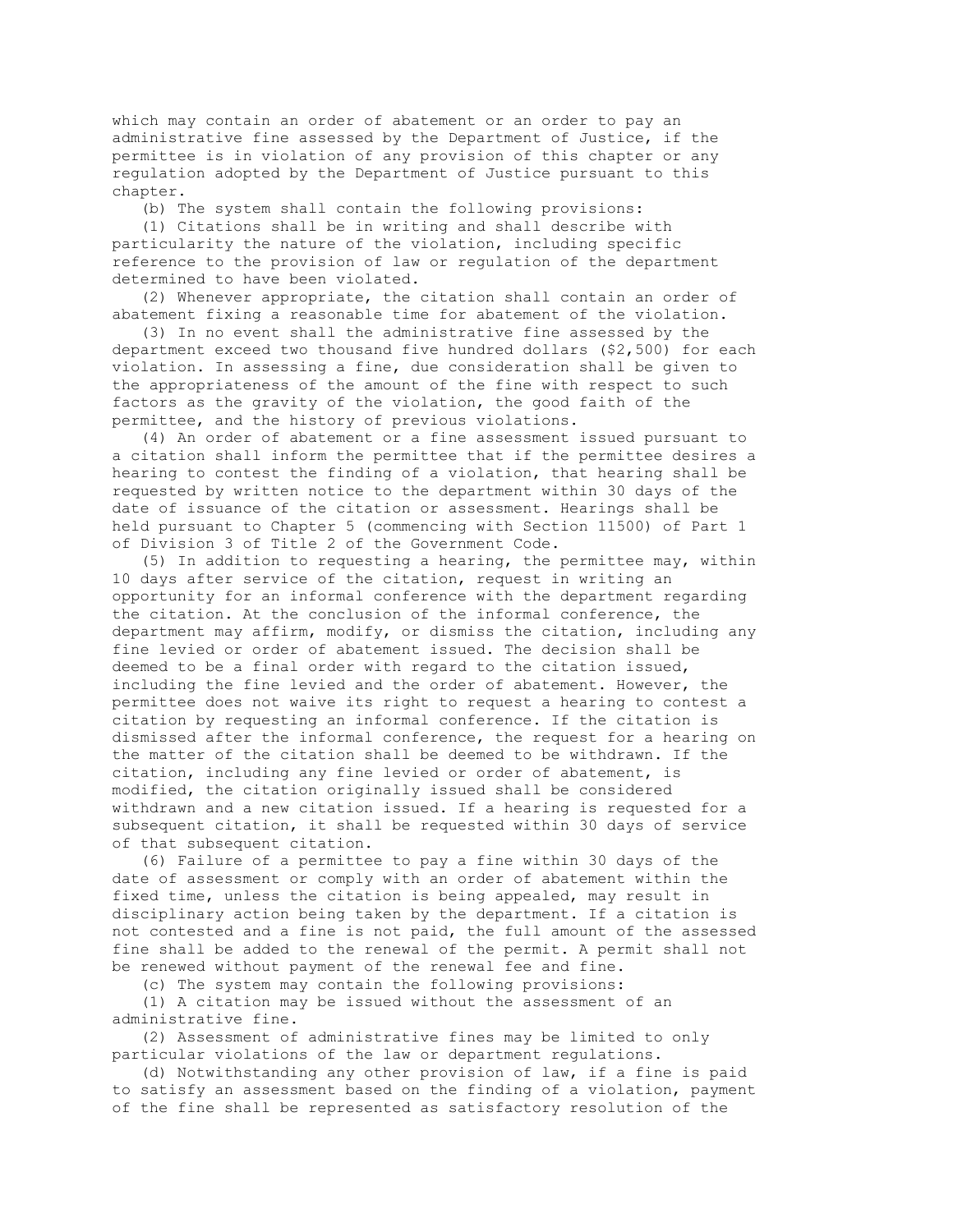which may contain an order of abatement or an order to pay an administrative fine assessed by the Department of Justice, if the permittee is in violation of any provision of this chapter or any regulation adopted by the Department of Justice pursuant to this chapter.

(b) The system shall contain the following provisions:

(1) Citations shall be in writing and shall describe with particularity the nature of the violation, including specific reference to the provision of law or regulation of the department determined to have been violated.

(2) Whenever appropriate, the citation shall contain an order of abatement fixing a reasonable time for abatement of the violation.

(3) In no event shall the administrative fine assessed by the department exceed two thousand five hundred dollars ($2,500) for each violation. In assessing a fine, due consideration shall be given to the appropriateness of the amount of the fine with respect to such factors as the gravity of the violation, the good faith of the permittee, and the history of previous violations.

(4) An order of abatement or a fine assessment issued pursuant to a citation shall inform the permittee that if the permittee desires a hearing to contest the finding of a violation, that hearing shall be requested by written notice to the department within 30 days of the date of issuance of the citation or assessment. Hearings shall be held pursuant to Chapter 5 (commencing with Section 11500) of Part 1 of Division 3 of Title 2 of the Government Code.

(5) In addition to requesting a hearing, the permittee may, within 10 days after service of the citation, request in writing an opportunity for an informal conference with the department regarding the citation. At the conclusion of the informal conference, the department may affirm, modify, or dismiss the citation, including any fine levied or order of abatement issued. The decision shall be deemed to be a final order with regard to the citation issued, including the fine levied and the order of abatement. However, the permittee does not waive its right to request a hearing to contest a citation by requesting an informal conference. If the citation is dismissed after the informal conference, the request for a hearing on the matter of the citation shall be deemed to be withdrawn. If the citation, including any fine levied or order of abatement, is modified, the citation originally issued shall be considered withdrawn and a new citation issued. If a hearing is requested for a subsequent citation, it shall be requested within 30 days of service of that subsequent citation.

(6) Failure of a permittee to pay a fine within 30 days of the date of assessment or comply with an order of abatement within the fixed time, unless the citation is being appealed, may result in disciplinary action being taken by the department. If a citation is not contested and a fine is not paid, the full amount of the assessed fine shall be added to the renewal of the permit. A permit shall not be renewed without payment of the renewal fee and fine.

(c) The system may contain the following provisions:

(1) A citation may be issued without the assessment of an administrative fine.

(2) Assessment of administrative fines may be limited to only particular violations of the law or department regulations.

(d) Notwithstanding any other provision of law, if a fine is paid to satisfy an assessment based on the finding of a violation, payment of the fine shall be represented as satisfactory resolution of the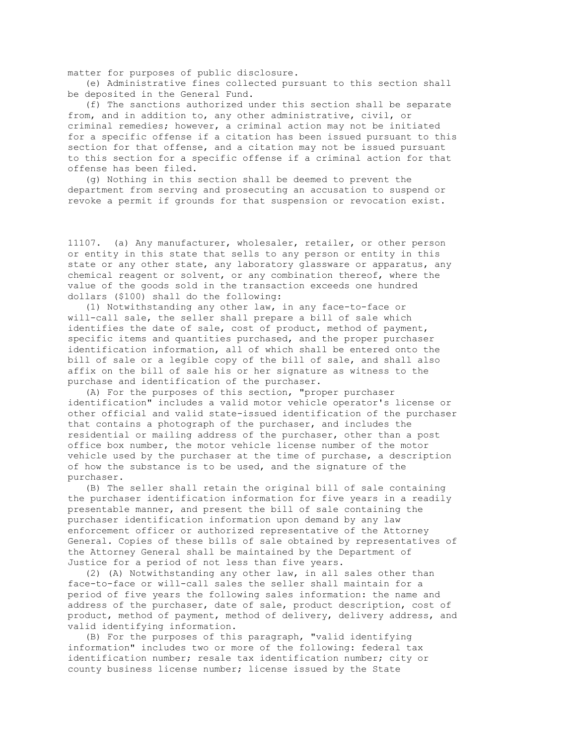matter for purposes of public disclosure.

(e) Administrative fines collected pursuant to this section shall be deposited in the General Fund.

(f) The sanctions authorized under this section shall be separate from, and in addition to, any other administrative, civil, or criminal remedies; however, a criminal action may not be initiated for a specific offense if a citation has been issued pursuant to this section for that offense, and a citation may not be issued pursuant to this section for a specific offense if a criminal action for that offense has been filed.

(g) Nothing in this section shall be deemed to prevent the department from serving and prosecuting an accusation to suspend or revoke a permit if grounds for that suspension or revocation exist.

11107. (a) Any manufacturer, wholesaler, retailer, or other person or entity in this state that sells to any person or entity in this state or any other state, any laboratory glassware or apparatus, any chemical reagent or solvent, or any combination thereof, where the value of the goods sold in the transaction exceeds one hundred dollars ($100) shall do the following:

(1) Notwithstanding any other law, in any face-to-face or will-call sale, the seller shall prepare a bill of sale which identifies the date of sale, cost of product, method of payment, specific items and quantities purchased, and the proper purchaser identification information, all of which shall be entered onto the bill of sale or a legible copy of the bill of sale, and shall also affix on the bill of sale his or her signature as witness to the purchase and identification of the purchaser.

(A) For the purposes of this section, "proper purchaser identification" includes a valid motor vehicle operator's license or other official and valid state-issued identification of the purchaser that contains a photograph of the purchaser, and includes the residential or mailing address of the purchaser, other than a post office box number, the motor vehicle license number of the motor vehicle used by the purchaser at the time of purchase, a description of how the substance is to be used, and the signature of the purchaser.

(B) The seller shall retain the original bill of sale containing the purchaser identification information for five years in a readily presentable manner, and present the bill of sale containing the purchaser identification information upon demand by any law enforcement officer or authorized representative of the Attorney General. Copies of these bills of sale obtained by representatives of the Attorney General shall be maintained by the Department of Justice for a period of not less than five years.

(2) (A) Notwithstanding any other law, in all sales other than face-to-face or will-call sales the seller shall maintain for a period of five years the following sales information: the name and address of the purchaser, date of sale, product description, cost of product, method of payment, method of delivery, delivery address, and valid identifying information.

(B) For the purposes of this paragraph, "valid identifying information" includes two or more of the following: federal tax identification number; resale tax identification number; city or county business license number; license issued by the State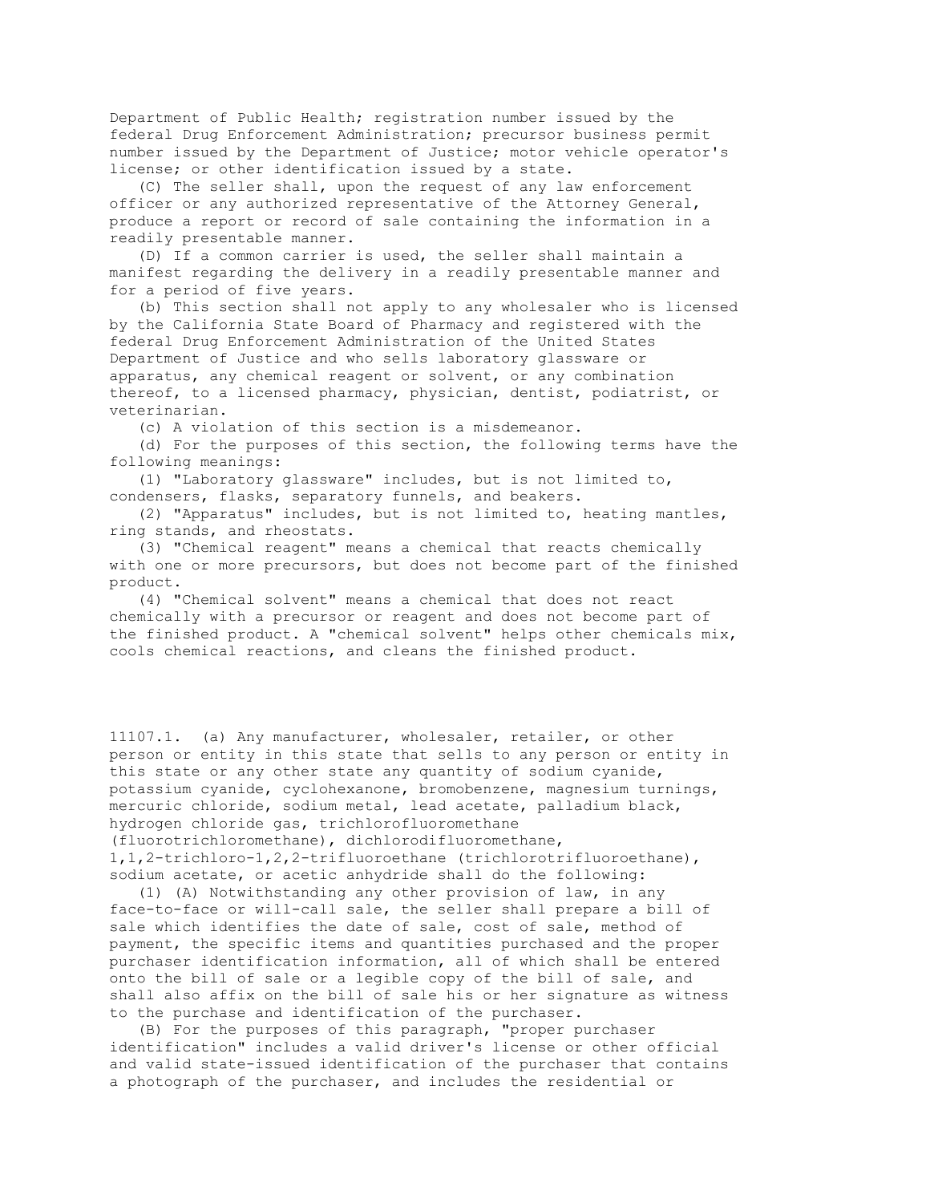Department of Public Health; registration number issued by the federal Drug Enforcement Administration; precursor business permit number issued by the Department of Justice; motor vehicle operator's license; or other identification issued by a state.

(C) The seller shall, upon the request of any law enforcement officer or any authorized representative of the Attorney General, produce a report or record of sale containing the information in a readily presentable manner.

(D) If a common carrier is used, the seller shall maintain a manifest regarding the delivery in a readily presentable manner and for a period of five years.

(b) This section shall not apply to any wholesaler who is licensed by the California State Board of Pharmacy and registered with the federal Drug Enforcement Administration of the United States Department of Justice and who sells laboratory glassware or apparatus, any chemical reagent or solvent, or any combination thereof, to a licensed pharmacy, physician, dentist, podiatrist, or veterinarian.

(c) A violation of this section is a misdemeanor.

(d) For the purposes of this section, the following terms have the following meanings:

(1) "Laboratory glassware" includes, but is not limited to, condensers, flasks, separatory funnels, and beakers.

(2) "Apparatus" includes, but is not limited to, heating mantles, ring stands, and rheostats.

(3) "Chemical reagent" means a chemical that reacts chemically with one or more precursors, but does not become part of the finished product.

(4) "Chemical solvent" means a chemical that does not react chemically with a precursor or reagent and does not become part of the finished product. A "chemical solvent" helps other chemicals mix, cools chemical reactions, and cleans the finished product.

11107.1. (a) Any manufacturer, wholesaler, retailer, or other person or entity in this state that sells to any person or entity in this state or any other state any quantity of sodium cyanide, potassium cyanide, cyclohexanone, bromobenzene, magnesium turnings, mercuric chloride, sodium metal, lead acetate, palladium black, hydrogen chloride gas, trichlorofluoromethane (fluorotrichloromethane), dichlorodifluoromethane, 1,1,2-trichloro-1,2,2-trifluoroethane (trichlorotrifluoroethane), sodium acetate, or acetic anhydride shall do the following:

(1) (A) Notwithstanding any other provision of law, in any face-to-face or will-call sale, the seller shall prepare a bill of sale which identifies the date of sale, cost of sale, method of payment, the specific items and quantities purchased and the proper purchaser identification information, all of which shall be entered onto the bill of sale or a legible copy of the bill of sale, and shall also affix on the bill of sale his or her signature as witness to the purchase and identification of the purchaser.

(B) For the purposes of this paragraph, "proper purchaser identification" includes a valid driver's license or other official and valid state-issued identification of the purchaser that contains a photograph of the purchaser, and includes the residential or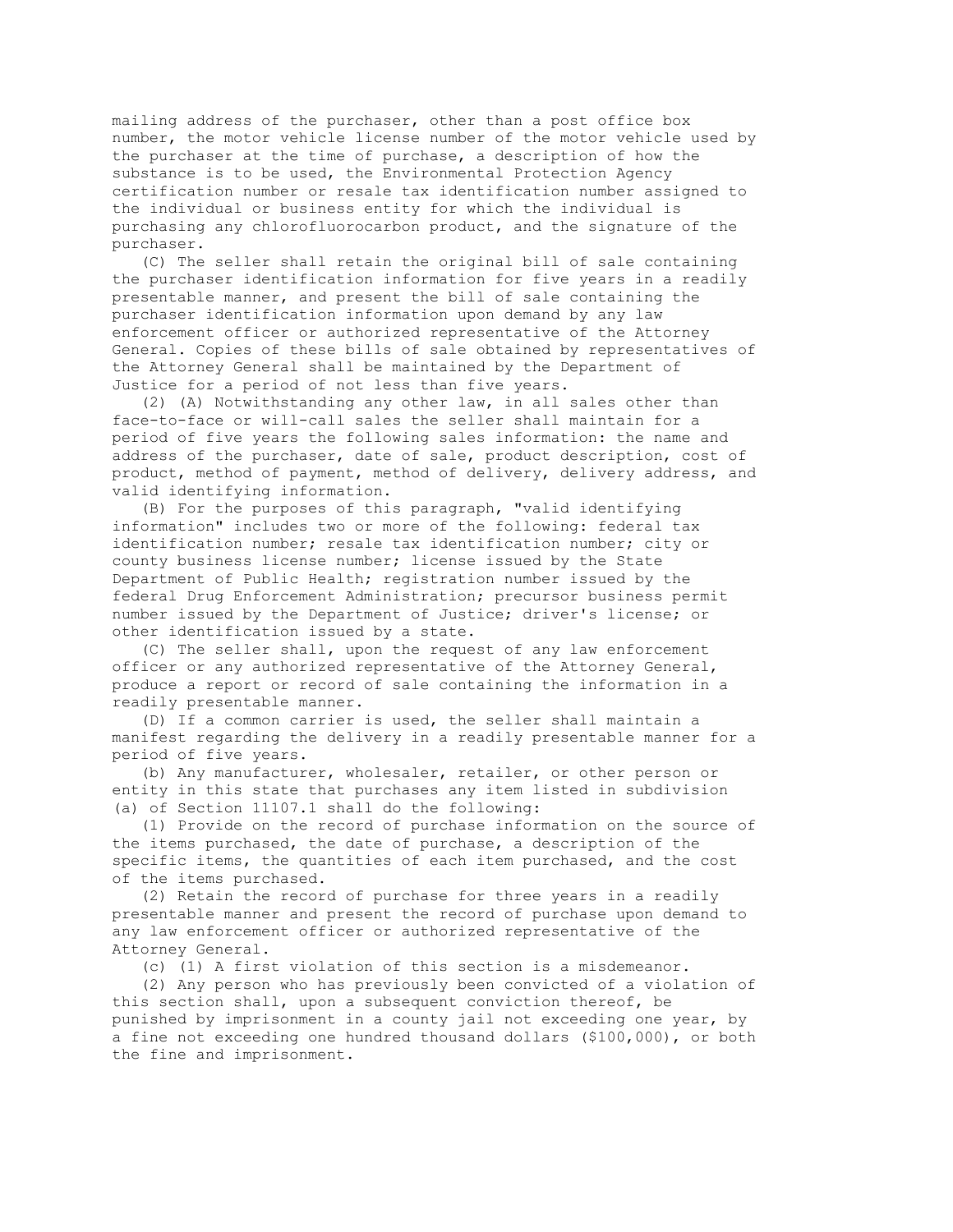mailing address of the purchaser, other than a post office box number, the motor vehicle license number of the motor vehicle used by the purchaser at the time of purchase, a description of how the substance is to be used, the Environmental Protection Agency certification number or resale tax identification number assigned to the individual or business entity for which the individual is purchasing any chlorofluorocarbon product, and the signature of the purchaser.

(C) The seller shall retain the original bill of sale containing the purchaser identification information for five years in a readily presentable manner, and present the bill of sale containing the purchaser identification information upon demand by any law enforcement officer or authorized representative of the Attorney General. Copies of these bills of sale obtained by representatives of the Attorney General shall be maintained by the Department of Justice for a period of not less than five years.

(2) (A) Notwithstanding any other law, in all sales other than face-to-face or will-call sales the seller shall maintain for a period of five years the following sales information: the name and address of the purchaser, date of sale, product description, cost of product, method of payment, method of delivery, delivery address, and valid identifying information.

(B) For the purposes of this paragraph, "valid identifying information" includes two or more of the following: federal tax identification number; resale tax identification number; city or county business license number; license issued by the State Department of Public Health; registration number issued by the federal Drug Enforcement Administration; precursor business permit number issued by the Department of Justice; driver's license; or other identification issued by a state.

(C) The seller shall, upon the request of any law enforcement officer or any authorized representative of the Attorney General, produce a report or record of sale containing the information in a readily presentable manner.

(D) If a common carrier is used, the seller shall maintain a manifest regarding the delivery in a readily presentable manner for a period of five years.

(b) Any manufacturer, wholesaler, retailer, or other person or entity in this state that purchases any item listed in subdivision (a) of Section 11107.1 shall do the following:

(1) Provide on the record of purchase information on the source of the items purchased, the date of purchase, a description of the specific items, the quantities of each item purchased, and the cost of the items purchased.

(2) Retain the record of purchase for three years in a readily presentable manner and present the record of purchase upon demand to any law enforcement officer or authorized representative of the Attorney General.

(c) (1) A first violation of this section is a misdemeanor.

(2) Any person who has previously been convicted of a violation of this section shall, upon a subsequent conviction thereof, be punished by imprisonment in a county jail not exceeding one year, by a fine not exceeding one hundred thousand dollars ($100,000), or both the fine and imprisonment.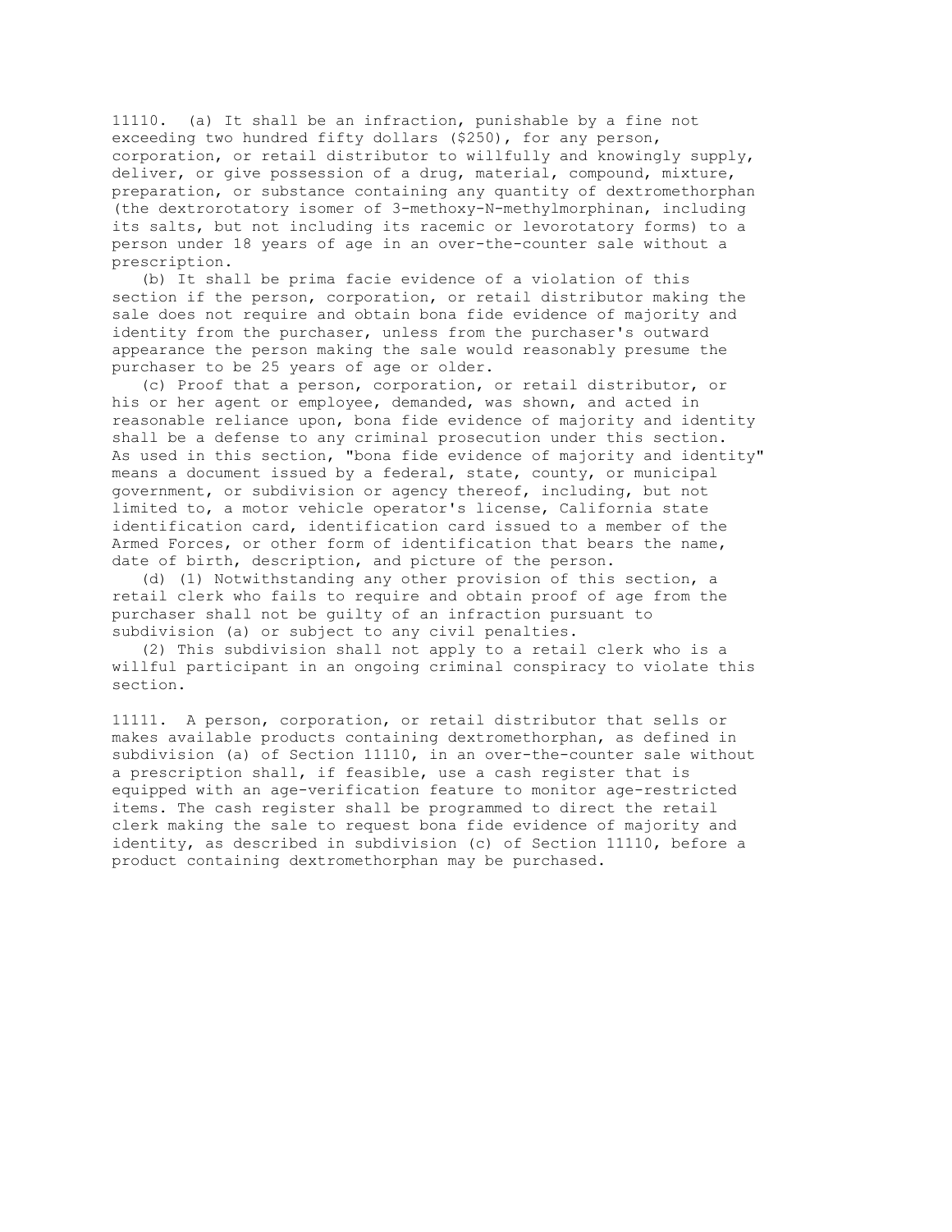11110. (a) It shall be an infraction, punishable by a fine not exceeding two hundred fifty dollars ($250), for any person, corporation, or retail distributor to willfully and knowingly supply, deliver, or give possession of a drug, material, compound, mixture, preparation, or substance containing any quantity of dextromethorphan (the dextrorotatory isomer of 3-methoxy-N-methylmorphinan, including its salts, but not including its racemic or levorotatory forms) to a person under 18 years of age in an over-the-counter sale without a prescription.

(b) It shall be prima facie evidence of a violation of this section if the person, corporation, or retail distributor making the sale does not require and obtain bona fide evidence of majority and identity from the purchaser, unless from the purchaser's outward appearance the person making the sale would reasonably presume the purchaser to be 25 years of age or older.

(c) Proof that a person, corporation, or retail distributor, or his or her agent or employee, demanded, was shown, and acted in reasonable reliance upon, bona fide evidence of majority and identity shall be a defense to any criminal prosecution under this section. As used in this section, "bona fide evidence of majority and identity" means a document issued by a federal, state, county, or municipal government, or subdivision or agency thereof, including, but not limited to, a motor vehicle operator's license, California state identification card, identification card issued to a member of the Armed Forces, or other form of identification that bears the name, date of birth, description, and picture of the person.

(d) (1) Notwithstanding any other provision of this section, a retail clerk who fails to require and obtain proof of age from the purchaser shall not be guilty of an infraction pursuant to subdivision (a) or subject to any civil penalties.

(2) This subdivision shall not apply to a retail clerk who is a willful participant in an ongoing criminal conspiracy to violate this section.

11111. A person, corporation, or retail distributor that sells or makes available products containing dextromethorphan, as defined in subdivision (a) of Section 11110, in an over-the-counter sale without a prescription shall, if feasible, use a cash register that is equipped with an age-verification feature to monitor age-restricted items. The cash register shall be programmed to direct the retail clerk making the sale to request bona fide evidence of majority and identity, as described in subdivision (c) of Section 11110, before a product containing dextromethorphan may be purchased.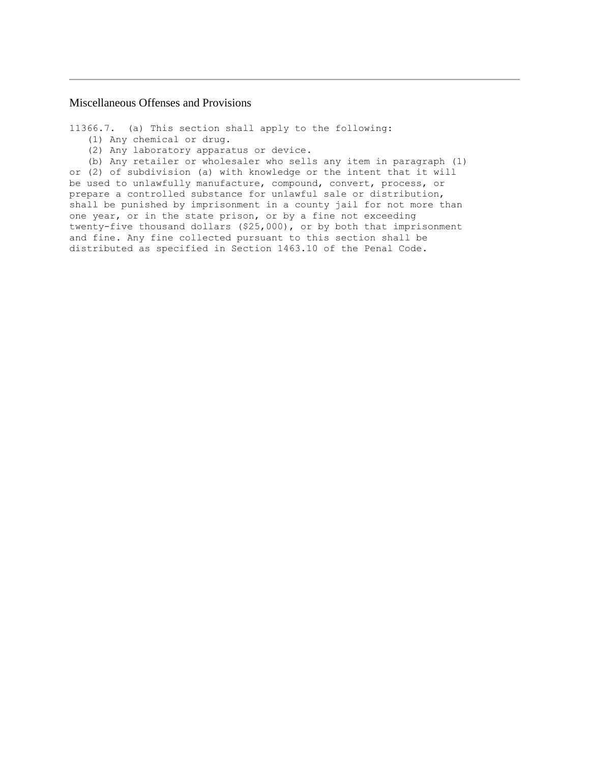## Miscellaneous Offenses and Provisions

11366.7. (a) This section shall apply to the following:

(1) Any chemical or drug.

(2) Any laboratory apparatus or device.

(b) Any retailer or wholesaler who sells any item in paragraph (1) or (2) of subdivision (a) with knowledge or the intent that it will be used to unlawfully manufacture, compound, convert, process, or prepare a controlled substance for unlawful sale or distribution, shall be punished by imprisonment in a county jail for not more than one year, or in the state prison, or by a fine not exceeding twenty-five thousand dollars ($25,000), or by both that imprisonment and fine. Any fine collected pursuant to this section shall be distributed as specified in Section 1463.10 of the Penal Code.